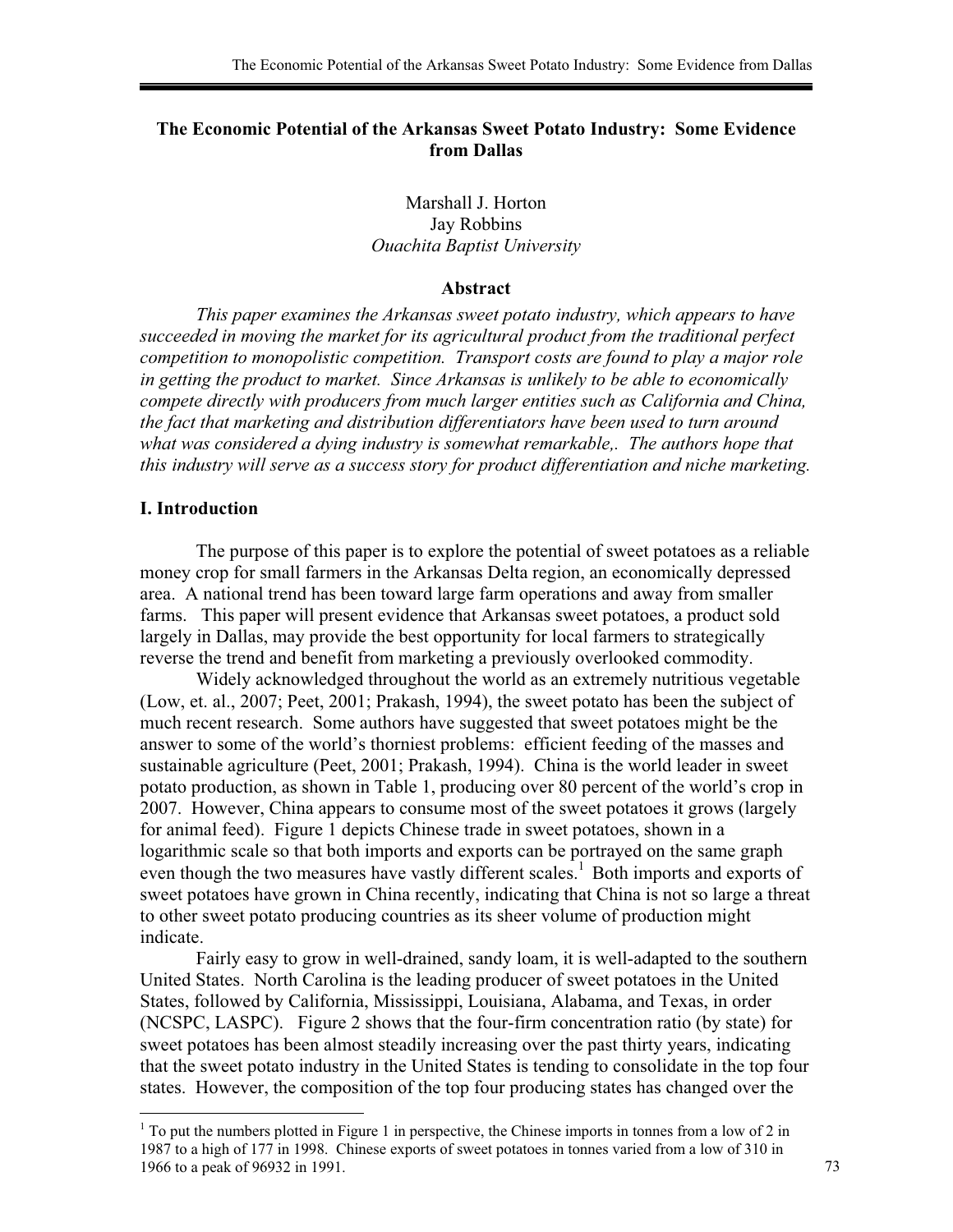# The Economic Potential of the Arkansas Sweet Potato Industry: Some Evidence from Dallas

Marshall J. Horton
Jay Robbins
*Ouachita Baptist University*

## Abstract

*This paper examines the Arkansas sweet potato industry, which appears to have succeeded in moving the market for its agricultural product from the traditional perfect competition to monopolistic competition. Transport costs are found to play a major role in getting the product to market. Since Arkansas is unlikely to be able to economically compete directly with producers from much larger entities such as California and China, the fact that marketing and distribution differentiators have been used to turn around what was considered a dying industry is somewhat remarkable,. The authors hope that this industry will serve as a success story for product differentiation and niche marketing.*

## I. Introduction

The purpose of this paper is to explore the potential of sweet potatoes as a reliable money crop for small farmers in the Arkansas Delta region, an economically depressed area. A national trend has been toward large farm operations and away from smaller farms. This paper will present evidence that Arkansas sweet potatoes, a product sold largely in Dallas, may provide the best opportunity for local farmers to strategically reverse the trend and benefit from marketing a previously overlooked commodity.

Widely acknowledged throughout the world as an extremely nutritious vegetable (Low, et. al., 2007; Peet, 2001; Prakash, 1994), the sweet potato has been the subject of much recent research. Some authors have suggested that sweet potatoes might be the answer to some of the world's thorniest problems: efficient feeding of the masses and sustainable agriculture (Peet, 2001; Prakash, 1994). China is the world leader in sweet potato production, as shown in Table 1, producing over 80 percent of the world's crop in 2007. However, China appears to consume most of the sweet potatoes it grows (largely for animal feed). Figure 1 depicts Chinese trade in sweet potatoes, shown in a logarithmic scale so that both imports and exports can be portrayed on the same graph even though the two measures have vastly different scales.[1] Both imports and exports of sweet potatoes have grown in China recently, indicating that China is not so large a threat to other sweet potato producing countries as its sheer volume of production might indicate.

Fairly easy to grow in well-drained, sandy loam, it is well-adapted to the southern United States. North Carolina is the leading producer of sweet potatoes in the United States, followed by California, Mississippi, Louisiana, Alabama, and Texas, in order (NCSPC, LASPC). Figure 2 shows that the four-firm concentration ratio (by state) for sweet potatoes has been almost steadily increasing over the past thirty years, indicating that the sweet potato industry in the United States is tending to consolidate in the top four states. However, the composition of the top four producing states has changed over the

[1] To put the numbers plotted in Figure 1 in perspective, the Chinese imports in tonnes from a low of 2 in 1987 to a high of 177 in 1998. Chinese exports of sweet potatoes in tonnes varied from a low of 310 in 1966 to a peak of 96932 in 1991.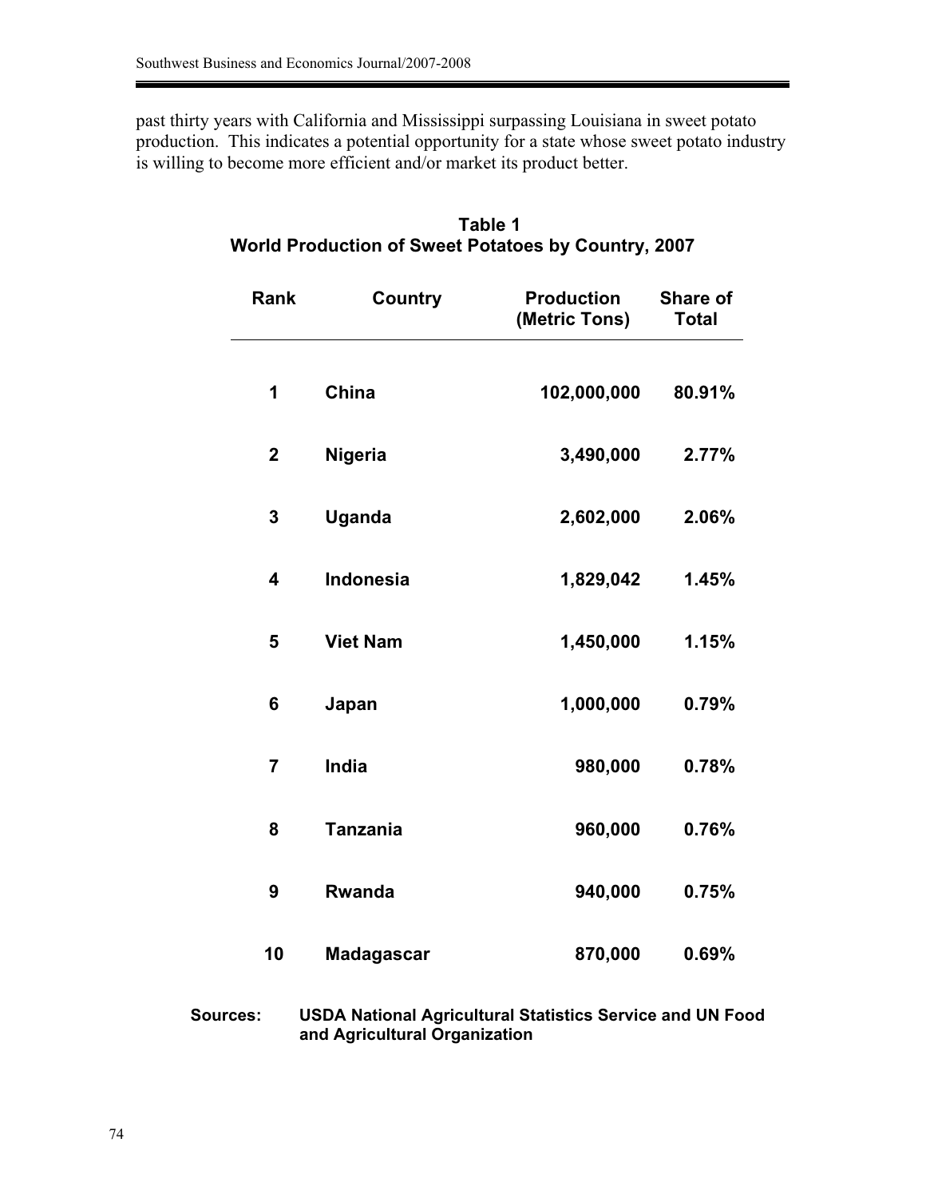past thirty years with California and Mississippi surpassing Louisiana in sweet potato production. This indicates a potential opportunity for a state whose sweet potato industry is willing to become more efficient and/or market its product better.

**Table 1**
**World Production of Sweet Potatoes by Country, 2007**

| Rank | Country | Production (Metric Tons) | Share of Total |
|---|---|---|---|
| 1 | China | 102,000,000 | 80.91% |
| 2 | Nigeria | 3,490,000 | 2.77% |
| 3 | Uganda | 2,602,000 | 2.06% |
| 4 | Indonesia | 1,829,042 | 1.45% |
| 5 | Viet Nam | 1,450,000 | 1.15% |
| 6 | Japan | 1,000,000 | 0.79% |
| 7 | India | 980,000 | 0.78% |
| 8 | Tanzania | 960,000 | 0.76% |
| 9 | Rwanda | 940,000 | 0.75% |
| 10 | Madagascar | 870,000 | 0.69% |

**Sources:** USDA National Agricultural Statistics Service and UN Food and Agricultural Organization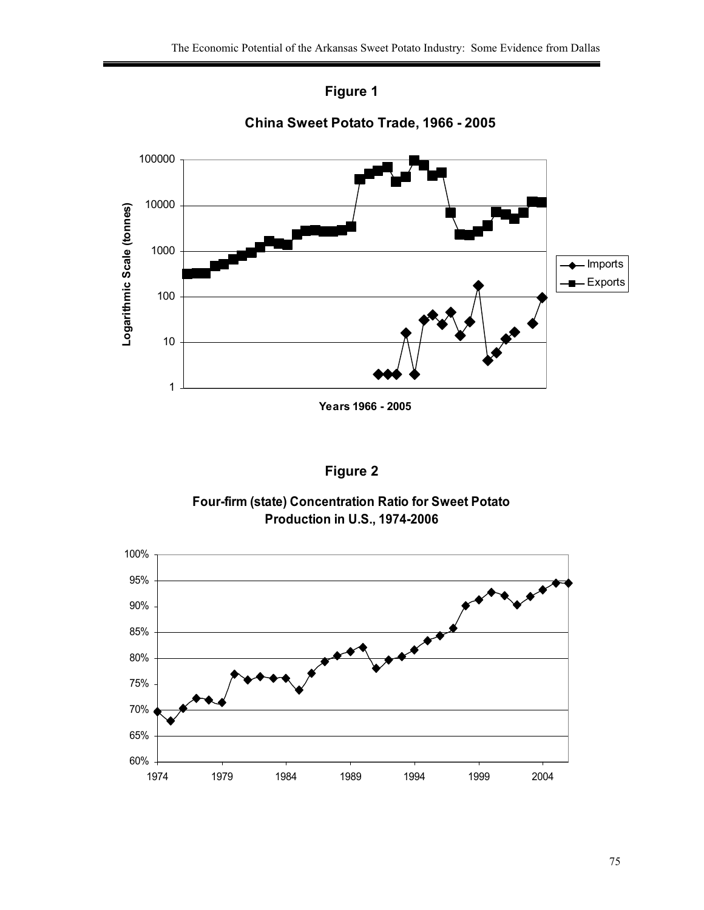**Figure 1**

**China Sweet Potato Trade, 1966 - 2005**

**Figure 2**

**Four-firm (state) Concentration Ratio for Sweet Potato Production in U.S., 1974-2006**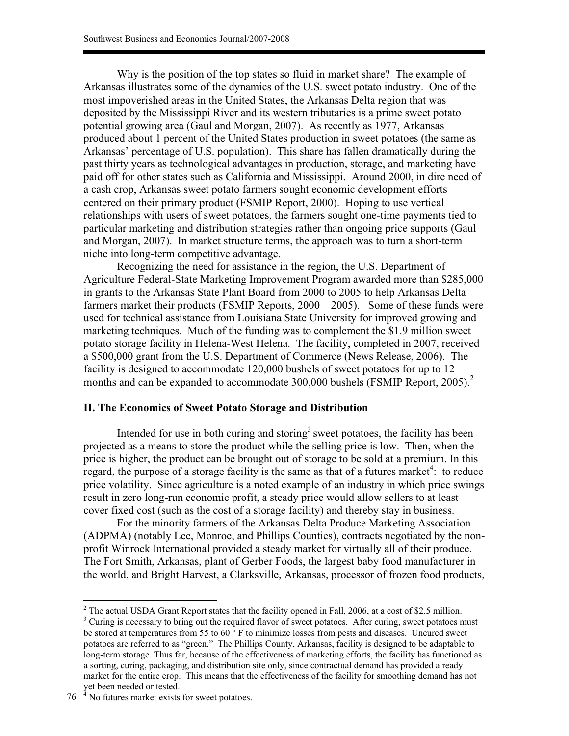Why is the position of the top states so fluid in market share? The example of Arkansas illustrates some of the dynamics of the U.S. sweet potato industry. One of the most impoverished areas in the United States, the Arkansas Delta region that was deposited by the Mississippi River and its western tributaries is a prime sweet potato potential growing area (Gaul and Morgan, 2007). As recently as 1977, Arkansas produced about 1 percent of the United States production in sweet potatoes (the same as Arkansas' percentage of U.S. population). This share has fallen dramatically during the past thirty years as technological advantages in production, storage, and marketing have paid off for other states such as California and Mississippi. Around 2000, in dire need of a cash crop, Arkansas sweet potato farmers sought economic development efforts centered on their primary product (FSMIP Report, 2000). Hoping to use vertical relationships with users of sweet potatoes, the farmers sought one-time payments tied to particular marketing and distribution strategies rather than ongoing price supports (Gaul and Morgan, 2007). In market structure terms, the approach was to turn a short-term niche into long-term competitive advantage.

Recognizing the need for assistance in the region, the U.S. Department of Agriculture Federal-State Marketing Improvement Program awarded more than $285,000 in grants to the Arkansas State Plant Board from 2000 to 2005 to help Arkansas Delta farmers market their products (FSMIP Reports, 2000 – 2005). Some of these funds were used for technical assistance from Louisiana State University for improved growing and marketing techniques. Much of the funding was to complement the $1.9 million sweet potato storage facility in Helena-West Helena. The facility, completed in 2007, received a $500,000 grant from the U.S. Department of Commerce (News Release, 2006). The facility is designed to accommodate 120,000 bushels of sweet potatoes for up to 12 months and can be expanded to accommodate 300,000 bushels (FSMIP Report, 2005).[2]

## II. The Economics of Sweet Potato Storage and Distribution

Intended for use in both curing and storing[3] sweet potatoes, the facility has been projected as a means to store the product while the selling price is low. Then, when the price is higher, the product can be brought out of storage to be sold at a premium. In this regard, the purpose of a storage facility is the same as that of a futures market[4]: to reduce price volatility. Since agriculture is a noted example of an industry in which price swings result in zero long-run economic profit, a steady price would allow sellers to at least cover fixed cost (such as the cost of a storage facility) and thereby stay in business.

For the minority farmers of the Arkansas Delta Produce Marketing Association (ADPMA) (notably Lee, Monroe, and Phillips Counties), contracts negotiated by the non-profit Winrock International provided a steady market for virtually all of their produce. The Fort Smith, Arkansas, plant of Gerber Foods, the largest baby food manufacturer in the world, and Bright Harvest, a Clarksville, Arkansas, processor of frozen food products,

---

[2] The actual USDA Grant Report states that the facility opened in Fall, 2006, at a cost of $2.5 million.

[3] Curing is necessary to bring out the required flavor of sweet potatoes. After curing, sweet potatoes must be stored at temperatures from 55 to 60 ° F to minimize losses from pests and diseases. Uncured sweet potatoes are referred to as "green." The Phillips County, Arkansas, facility is designed to be adaptable to long-term storage. Thus far, because of the effectiveness of marketing efforts, the facility has functioned as a sorting, curing, packaging, and distribution site only, since contractual demand has provided a ready market for the entire crop. This means that the effectiveness of the facility for smoothing demand has not yet been needed or tested.

[4] No futures market exists for sweet potatoes.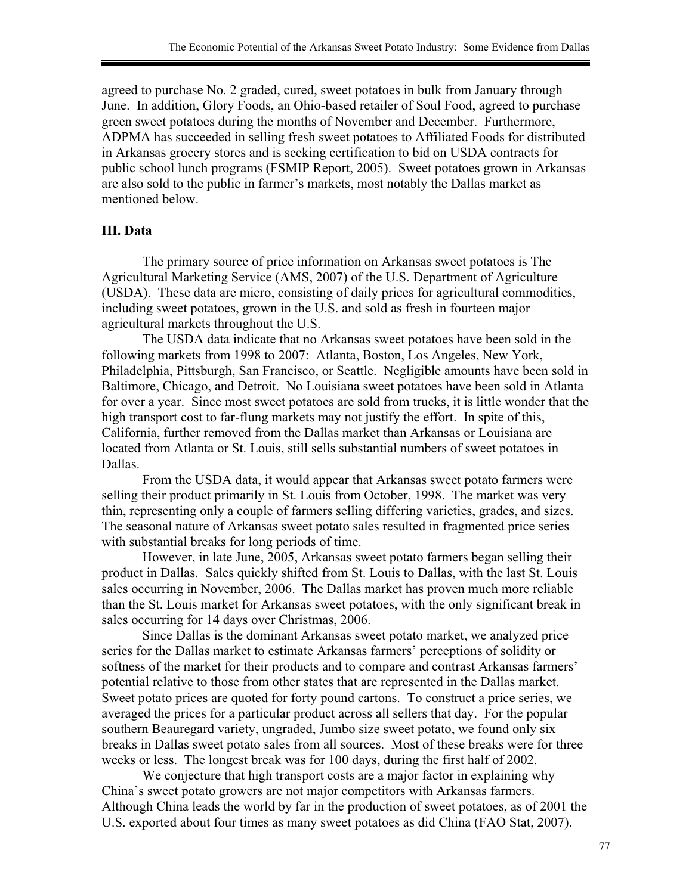agreed to purchase No. 2 graded, cured, sweet potatoes in bulk from January through June. In addition, Glory Foods, an Ohio-based retailer of Soul Food, agreed to purchase green sweet potatoes during the months of November and December. Furthermore, ADPMA has succeeded in selling fresh sweet potatoes to Affiliated Foods for distributed in Arkansas grocery stores and is seeking certification to bid on USDA contracts for public school lunch programs (FSMIP Report, 2005). Sweet potatoes grown in Arkansas are also sold to the public in farmer's markets, most notably the Dallas market as mentioned below.

### III. Data

The primary source of price information on Arkansas sweet potatoes is The Agricultural Marketing Service (AMS, 2007) of the U.S. Department of Agriculture (USDA). These data are micro, consisting of daily prices for agricultural commodities, including sweet potatoes, grown in the U.S. and sold as fresh in fourteen major agricultural markets throughout the U.S.

The USDA data indicate that no Arkansas sweet potatoes have been sold in the following markets from 1998 to 2007: Atlanta, Boston, Los Angeles, New York, Philadelphia, Pittsburgh, San Francisco, or Seattle. Negligible amounts have been sold in Baltimore, Chicago, and Detroit. No Louisiana sweet potatoes have been sold in Atlanta for over a year. Since most sweet potatoes are sold from trucks, it is little wonder that the high transport cost to far-flung markets may not justify the effort. In spite of this, California, further removed from the Dallas market than Arkansas or Louisiana are located from Atlanta or St. Louis, still sells substantial numbers of sweet potatoes in Dallas.

From the USDA data, it would appear that Arkansas sweet potato farmers were selling their product primarily in St. Louis from October, 1998. The market was very thin, representing only a couple of farmers selling differing varieties, grades, and sizes. The seasonal nature of Arkansas sweet potato sales resulted in fragmented price series with substantial breaks for long periods of time.

However, in late June, 2005, Arkansas sweet potato farmers began selling their product in Dallas. Sales quickly shifted from St. Louis to Dallas, with the last St. Louis sales occurring in November, 2006. The Dallas market has proven much more reliable than the St. Louis market for Arkansas sweet potatoes, with the only significant break in sales occurring for 14 days over Christmas, 2006.

Since Dallas is the dominant Arkansas sweet potato market, we analyzed price series for the Dallas market to estimate Arkansas farmers' perceptions of solidity or softness of the market for their products and to compare and contrast Arkansas farmers' potential relative to those from other states that are represented in the Dallas market. Sweet potato prices are quoted for forty pound cartons. To construct a price series, we averaged the prices for a particular product across all sellers that day. For the popular southern Beauregard variety, ungraded, Jumbo size sweet potato, we found only six breaks in Dallas sweet potato sales from all sources. Most of these breaks were for three weeks or less. The longest break was for 100 days, during the first half of 2002.

We conjecture that high transport costs are a major factor in explaining why China's sweet potato growers are not major competitors with Arkansas farmers. Although China leads the world by far in the production of sweet potatoes, as of 2001 the U.S. exported about four times as many sweet potatoes as did China (FAO Stat, 2007).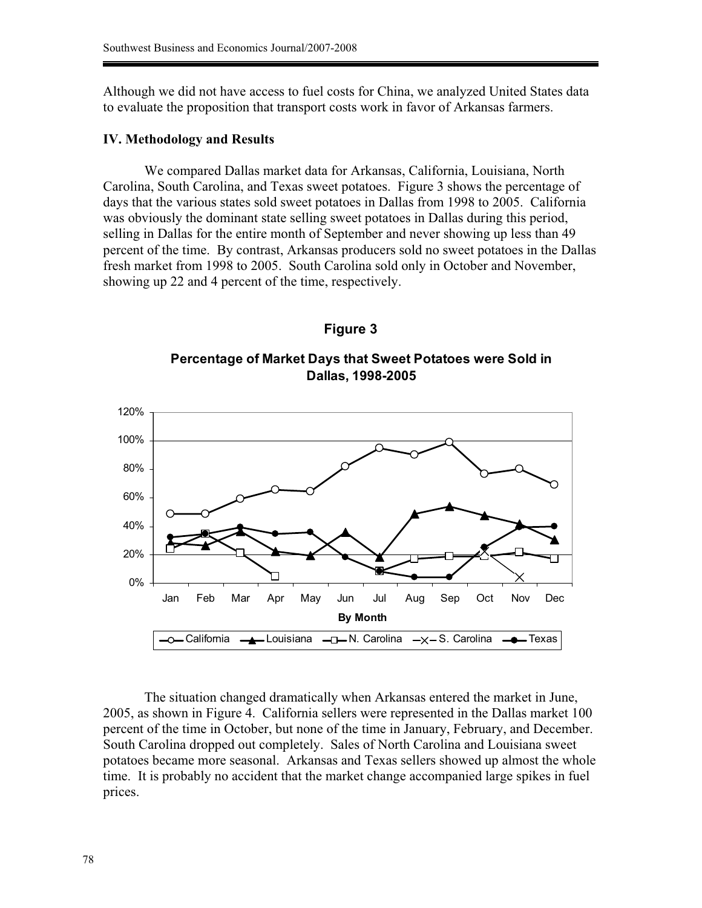Although we did not have access to fuel costs for China, we analyzed United States data to evaluate the proposition that transport costs work in favor of Arkansas farmers.

### IV. Methodology and Results

We compared Dallas market data for Arkansas, California, Louisiana, North Carolina, South Carolina, and Texas sweet potatoes. Figure 3 shows the percentage of days that the various states sold sweet potatoes in Dallas from 1998 to 2005. California was obviously the dominant state selling sweet potatoes in Dallas during this period, selling in Dallas for the entire month of September and never showing up less than 49 percent of the time. By contrast, Arkansas producers sold no sweet potatoes in the Dallas fresh market from 1998 to 2005. South Carolina sold only in October and November, showing up 22 and 4 percent of the time, respectively.

**Figure 3**

**Percentage of Market Days that Sweet Potatoes were Sold in Dallas, 1998-2005**

The situation changed dramatically when Arkansas entered the market in June, 2005, as shown in Figure 4. California sellers were represented in the Dallas market 100 percent of the time in October, but none of the time in January, February, and December. South Carolina dropped out completely. Sales of North Carolina and Louisiana sweet potatoes became more seasonal. Arkansas and Texas sellers showed up almost the whole time. It is probably no accident that the market change accompanied large spikes in fuel prices.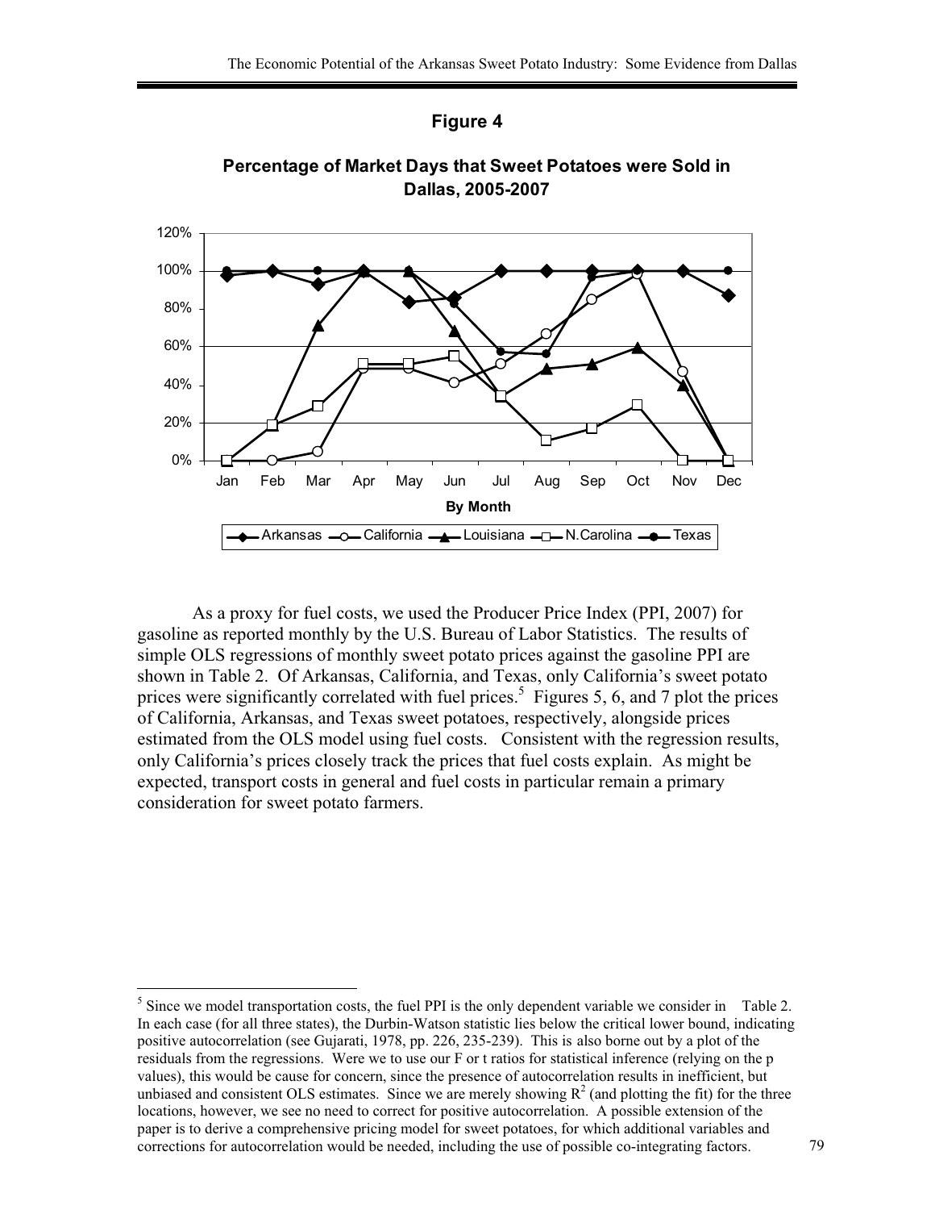**Figure 4**

**Percentage of Market Days that Sweet Potatoes were Sold in Dallas, 2005-2007**

As a proxy for fuel costs, we used the Producer Price Index (PPI, 2007) for gasoline as reported monthly by the U.S. Bureau of Labor Statistics. The results of simple OLS regressions of monthly sweet potato prices against the gasoline PPI are shown in Table 2. Of Arkansas, California, and Texas, only California's sweet potato prices were significantly correlated with fuel prices.[5] Figures 5, 6, and 7 plot the prices of California, Arkansas, and Texas sweet potatoes, respectively, alongside prices estimated from the OLS model using fuel costs. Consistent with the regression results, only California's prices closely track the prices that fuel costs explain. As might be expected, transport costs in general and fuel costs in particular remain a primary consideration for sweet potato farmers.

---

[5] Since we model transportation costs, the fuel PPI is the only dependent variable we consider in Table 2. In each case (for all three states), the Durbin-Watson statistic lies below the critical lower bound, indicating positive autocorrelation (see Gujarati, 1978, pp. 226, 235-239). This is also borne out by a plot of the residuals from the regressions. Were we to use our F or t ratios for statistical inference (relying on the p values), this would be cause for concern, since the presence of autocorrelation results in inefficient, but unbiased and consistent OLS estimates. Since we are merely showing $R^2$ (and plotting the fit) for the three locations, however, we see no need to correct for positive autocorrelation. A possible extension of the paper is to derive a comprehensive pricing model for sweet potatoes, for which additional variables and corrections for autocorrelation would be needed, including the use of possible co-integrating factors.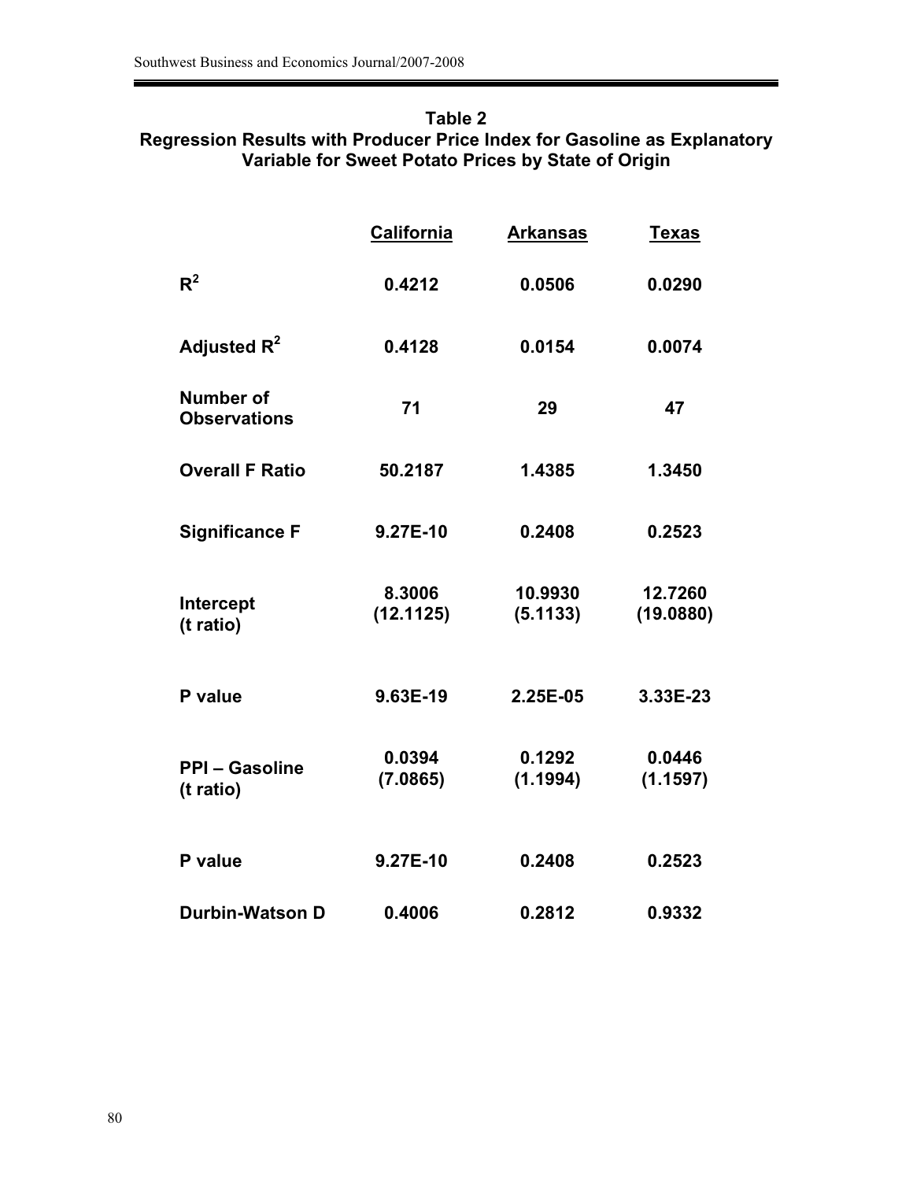**Table 2**
**Regression Results with Producer Price Index for Gasoline as Explanatory Variable for Sweet Potato Prices by State of Origin**

| | California | Arkansas | Texas |
|---|---|---|---|
| $R^2$ | 0.4212 | 0.0506 | 0.0290 |
| Adjusted $R^2$ | 0.4128 | 0.0154 | 0.0074 |
| Number of Observations | 71 | 29 | 47 |
| Overall F Ratio | 50.2187 | 1.4385 | 1.3450 |
| Significance F | 9.27E-10 | 0.2408 | 0.2523 |
| Intercept (t ratio) | 8.3006 (12.1125) | 10.9930 (5.1133) | 12.7260 (19.0880) |
| P value | 9.63E-19 | 2.25E-05 | 3.33E-23 |
| PPI – Gasoline (t ratio) | 0.0394 (7.0865) | 0.1292 (1.1994) | 0.0446 (1.1597) |
| P value | 9.27E-10 | 0.2408 | 0.2523 |
| Durbin-Watson D | 0.4006 | 0.2812 | 0.9332 |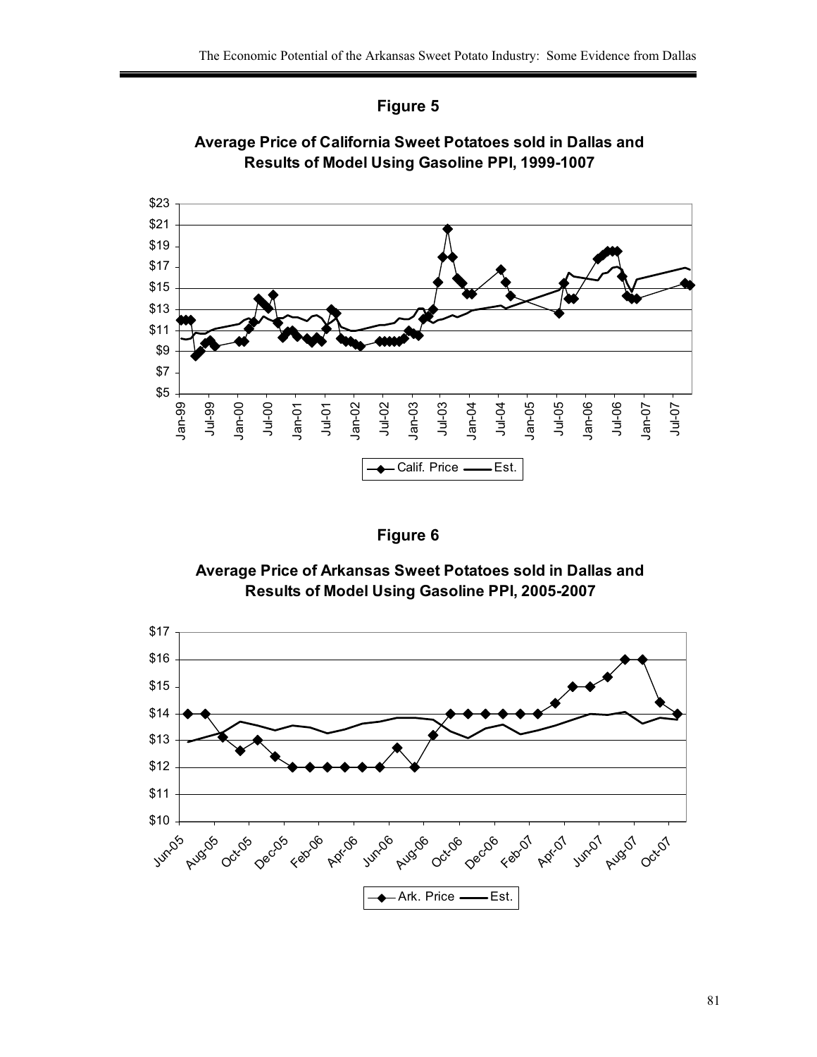## Figure 5

**Average Price of California Sweet Potatoes sold in Dallas and Results of Model Using Gasoline PPI, 1999-1007**

## Figure 6

**Average Price of Arkansas Sweet Potatoes sold in Dallas and Results of Model Using Gasoline PPI, 2005-2007**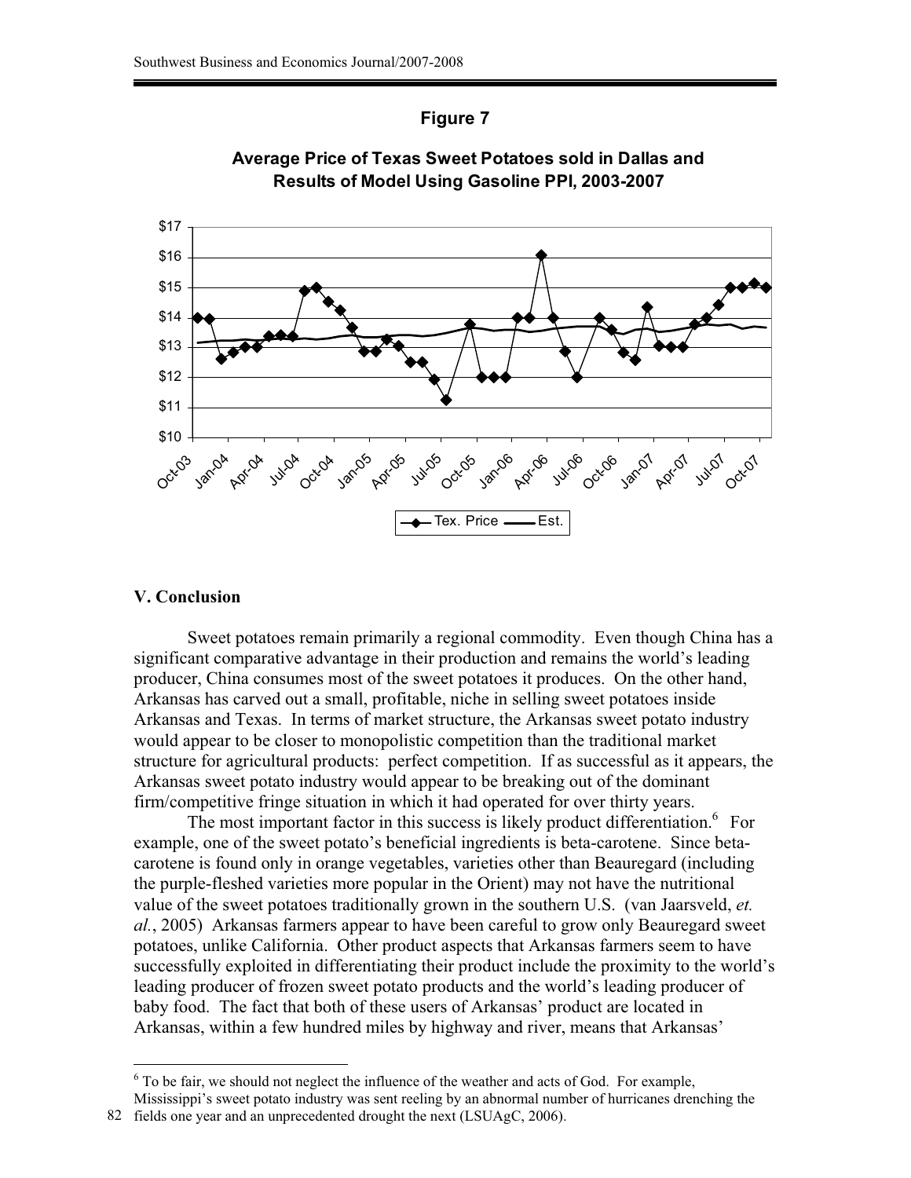**Figure 7**

**Average Price of Texas Sweet Potatoes sold in Dallas and Results of Model Using Gasoline PPI, 2003-2007**

## V. Conclusion

Sweet potatoes remain primarily a regional commodity. Even though China has a significant comparative advantage in their production and remains the world's leading producer, China consumes most of the sweet potatoes it produces. On the other hand, Arkansas has carved out a small, profitable, niche in selling sweet potatoes inside Arkansas and Texas. In terms of market structure, the Arkansas sweet potato industry would appear to be closer to monopolistic competition than the traditional market structure for agricultural products: perfect competition. If as successful as it appears, the Arkansas sweet potato industry would appear to be breaking out of the dominant firm/competitive fringe situation in which it had operated for over thirty years.

The most important factor in this success is likely product differentiation.[6] For example, one of the sweet potato's beneficial ingredients is beta-carotene. Since beta-carotene is found only in orange vegetables, varieties other than Beauregard (including the purple-fleshed varieties more popular in the Orient) may not have the nutritional value of the sweet potatoes traditionally grown in the southern U.S. (van Jaarsveld, *et. al.*, 2005) Arkansas farmers appear to have been careful to grow only Beauregard sweet potatoes, unlike California. Other product aspects that Arkansas farmers seem to have successfully exploited in differentiating their product include the proximity to the world's leading producer of frozen sweet potato products and the world's leading producer of baby food. The fact that both of these users of Arkansas' product are located in Arkansas, within a few hundred miles by highway and river, means that Arkansas'

---

[6] To be fair, we should not neglect the influence of the weather and acts of God. For example, Mississippi's sweet potato industry was sent reeling by an abnormal number of hurricanes drenching the fields one year and an unprecedented drought the next (LSUAgC, 2006).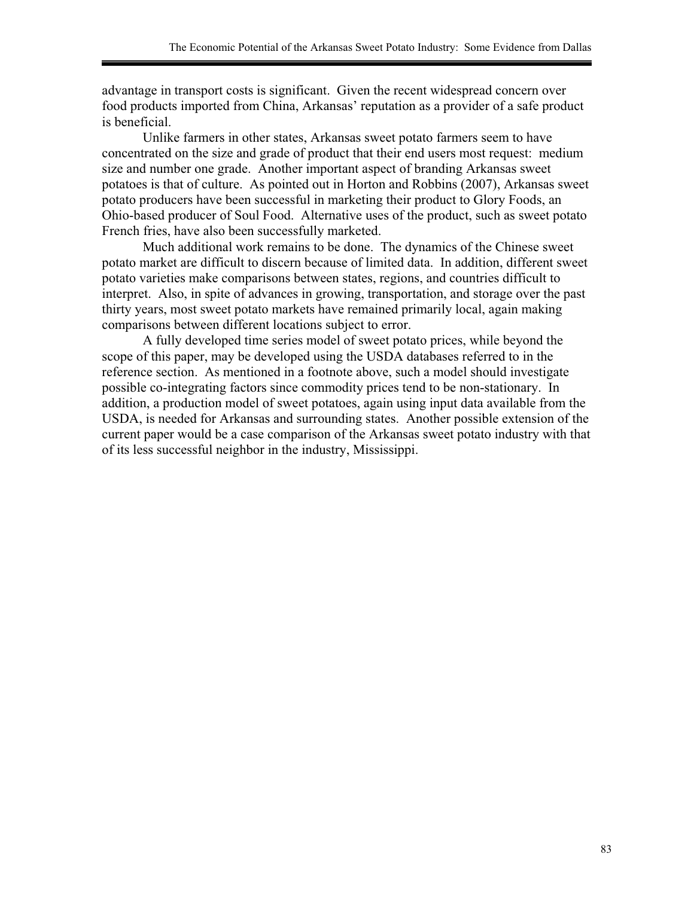advantage in transport costs is significant. Given the recent widespread concern over food products imported from China, Arkansas' reputation as a provider of a safe product is beneficial.

Unlike farmers in other states, Arkansas sweet potato farmers seem to have concentrated on the size and grade of product that their end users most request: medium size and number one grade. Another important aspect of branding Arkansas sweet potatoes is that of culture. As pointed out in Horton and Robbins (2007), Arkansas sweet potato producers have been successful in marketing their product to Glory Foods, an Ohio-based producer of Soul Food. Alternative uses of the product, such as sweet potato French fries, have also been successfully marketed.

Much additional work remains to be done. The dynamics of the Chinese sweet potato market are difficult to discern because of limited data. In addition, different sweet potato varieties make comparisons between states, regions, and countries difficult to interpret. Also, in spite of advances in growing, transportation, and storage over the past thirty years, most sweet potato markets have remained primarily local, again making comparisons between different locations subject to error.

A fully developed time series model of sweet potato prices, while beyond the scope of this paper, may be developed using the USDA databases referred to in the reference section. As mentioned in a footnote above, such a model should investigate possible co-integrating factors since commodity prices tend to be non-stationary. In addition, a production model of sweet potatoes, again using input data available from the USDA, is needed for Arkansas and surrounding states. Another possible extension of the current paper would be a case comparison of the Arkansas sweet potato industry with that of its less successful neighbor in the industry, Mississippi.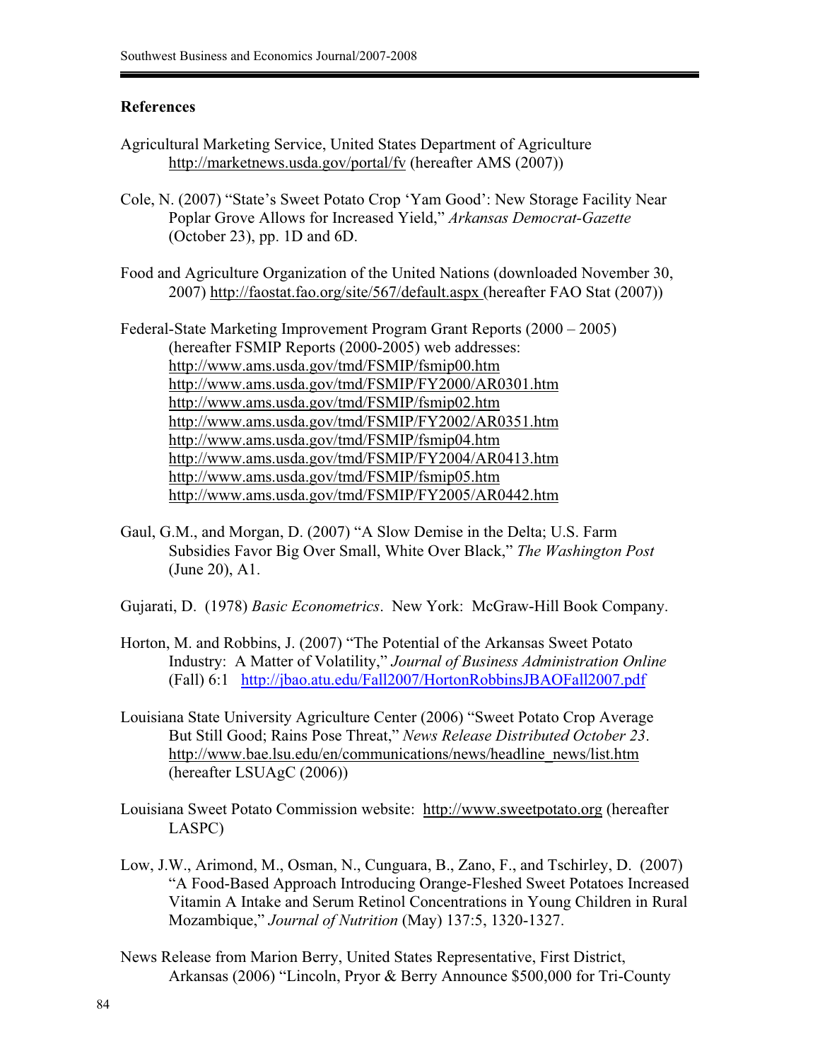## References

Agricultural Marketing Service, United States Department of Agriculture http://marketnews.usda.gov/portal/fv (hereafter AMS (2007))

Cole, N. (2007) "State's Sweet Potato Crop 'Yam Good': New Storage Facility Near Poplar Grove Allows for Increased Yield," *Arkansas Democrat-Gazette* (October 23), pp. 1D and 6D.

Food and Agriculture Organization of the United Nations (downloaded November 30, 2007) http://faostat.fao.org/site/567/default.aspx (hereafter FAO Stat (2007))

Federal-State Marketing Improvement Program Grant Reports (2000 – 2005) (hereafter FSMIP Reports (2000-2005) web addresses:
http://www.ams.usda.gov/tmd/FSMIP/fsmip00.htm
http://www.ams.usda.gov/tmd/FSMIP/FY2000/AR0301.htm
http://www.ams.usda.gov/tmd/FSMIP/fsmip02.htm
http://www.ams.usda.gov/tmd/FSMIP/FY2002/AR0351.htm
http://www.ams.usda.gov/tmd/FSMIP/fsmip04.htm
http://www.ams.usda.gov/tmd/FSMIP/FY2004/AR0413.htm
http://www.ams.usda.gov/tmd/FSMIP/fsmip05.htm
http://www.ams.usda.gov/tmd/FSMIP/FY2005/AR0442.htm

Gaul, G.M., and Morgan, D. (2007) "A Slow Demise in the Delta; U.S. Farm Subsidies Favor Big Over Small, White Over Black," *The Washington Post* (June 20), A1.

Gujarati, D. (1978) *Basic Econometrics*. New York: McGraw-Hill Book Company.

Horton, M. and Robbins, J. (2007) "The Potential of the Arkansas Sweet Potato Industry: A Matter of Volatility," *Journal of Business Administration Online* (Fall) 6:1 http://jbao.atu.edu/Fall2007/HortonRobbinsJBAOFall2007.pdf

Louisiana State University Agriculture Center (2006) "Sweet Potato Crop Average But Still Good; Rains Pose Threat," *News Release Distributed October 23*. http://www.bae.lsu.edu/en/communications/news/headline_news/list.htm (hereafter LSUAgC (2006))

Louisiana Sweet Potato Commission website: http://www.sweetpotato.org (hereafter LASPC)

Low, J.W., Arimond, M., Osman, N., Cunguara, B., Zano, F., and Tschirley, D. (2007) "A Food-Based Approach Introducing Orange-Fleshed Sweet Potatoes Increased Vitamin A Intake and Serum Retinol Concentrations in Young Children in Rural Mozambique," *Journal of Nutrition* (May) 137:5, 1320-1327.

News Release from Marion Berry, United States Representative, First District, Arkansas (2006) "Lincoln, Pryor & Berry Announce $500,000 for Tri-County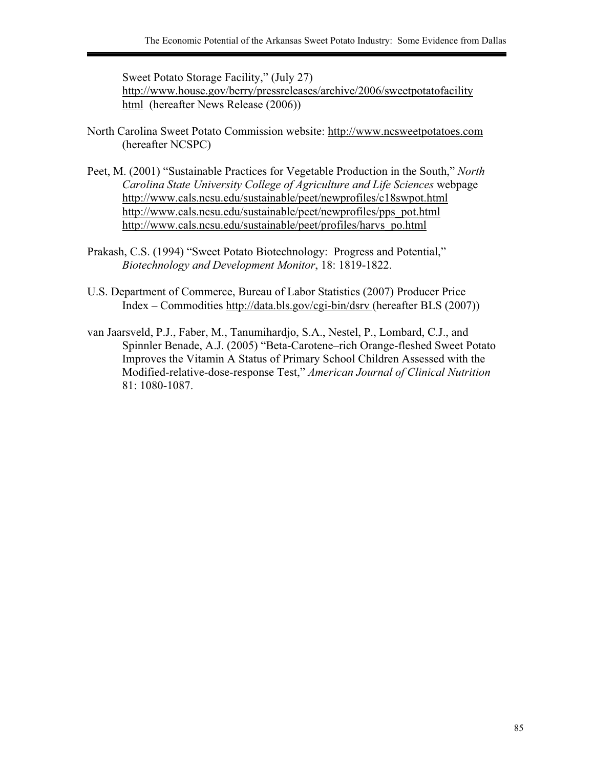Sweet Potato Storage Facility," (July 27)
http://www.house.gov/berry/pressreleases/archive/2006/sweetpotatofacility html (hereafter News Release (2006))

North Carolina Sweet Potato Commission website: http://www.ncsweetpotatoes.com (hereafter NCSPC)

Peet, M. (2001) "Sustainable Practices for Vegetable Production in the South," *North Carolina State University College of Agriculture and Life Sciences* webpage
http://www.cals.ncsu.edu/sustainable/peet/newprofiles/c18swpot.html
http://www.cals.ncsu.edu/sustainable/peet/newprofiles/pps_pot.html
http://www.cals.ncsu.edu/sustainable/peet/profiles/harvs_po.html

Prakash, C.S. (1994) "Sweet Potato Biotechnology: Progress and Potential," *Biotechnology and Development Monitor*, 18: 1819-1822.

U.S. Department of Commerce, Bureau of Labor Statistics (2007) Producer Price Index – Commodities http://data.bls.gov/cgi-bin/dsrv (hereafter BLS (2007))

van Jaarsveld, P.J., Faber, M., Tanumihardjo, S.A., Nestel, P., Lombard, C.J., and Spinnler Benade, A.J. (2005) "Beta-Carotene–rich Orange-fleshed Sweet Potato Improves the Vitamin A Status of Primary School Children Assessed with the Modified-relative-dose-response Test," *American Journal of Clinical Nutrition* 81: 1080-1087.